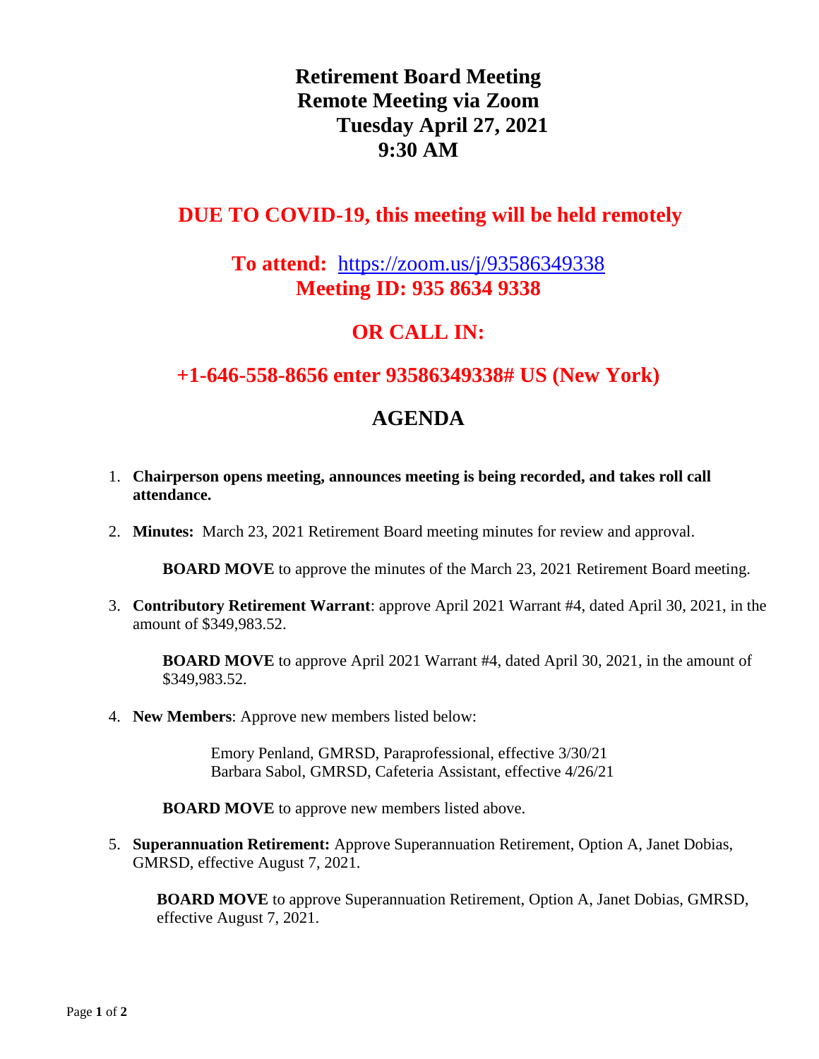# Retirement Board Meeting
# Remote Meeting via Zoom
# Tuesday April 27, 2021
# 9:30 AM

## DUE TO COVID-19, this meeting will be held remotely

## To attend: https://zoom.us/j/93586349338
## Meeting ID: 935 8634 9338

## OR CALL IN:

## +1-646-558-8656 enter 93586349338# US (New York)

## AGENDA

1. **Chairperson opens meeting, announces meeting is being recorded, and takes roll call attendance.**

2. **Minutes:** March 23, 2021 Retirement Board meeting minutes for review and approval.

   **BOARD MOVE** to approve the minutes of the March 23, 2021 Retirement Board meeting.

3. **Contributory Retirement Warrant**: approve April 2021 Warrant #4, dated April 30, 2021, in the amount of $349,983.52.

   **BOARD MOVE** to approve April 2021 Warrant #4, dated April 30, 2021, in the amount of $349,983.52.

4. **New Members**: Approve new members listed below:

   Emory Penland, GMRSD, Paraprofessional, effective 3/30/21
   Barbara Sabol, GMRSD, Cafeteria Assistant, effective 4/26/21

   **BOARD MOVE** to approve new members listed above.

5. **Superannuation Retirement:** Approve Superannuation Retirement, Option A, Janet Dobias, GMRSD, effective August 7, 2021.

   **BOARD MOVE** to approve Superannuation Retirement, Option A, Janet Dobias, GMRSD, effective August 7, 2021.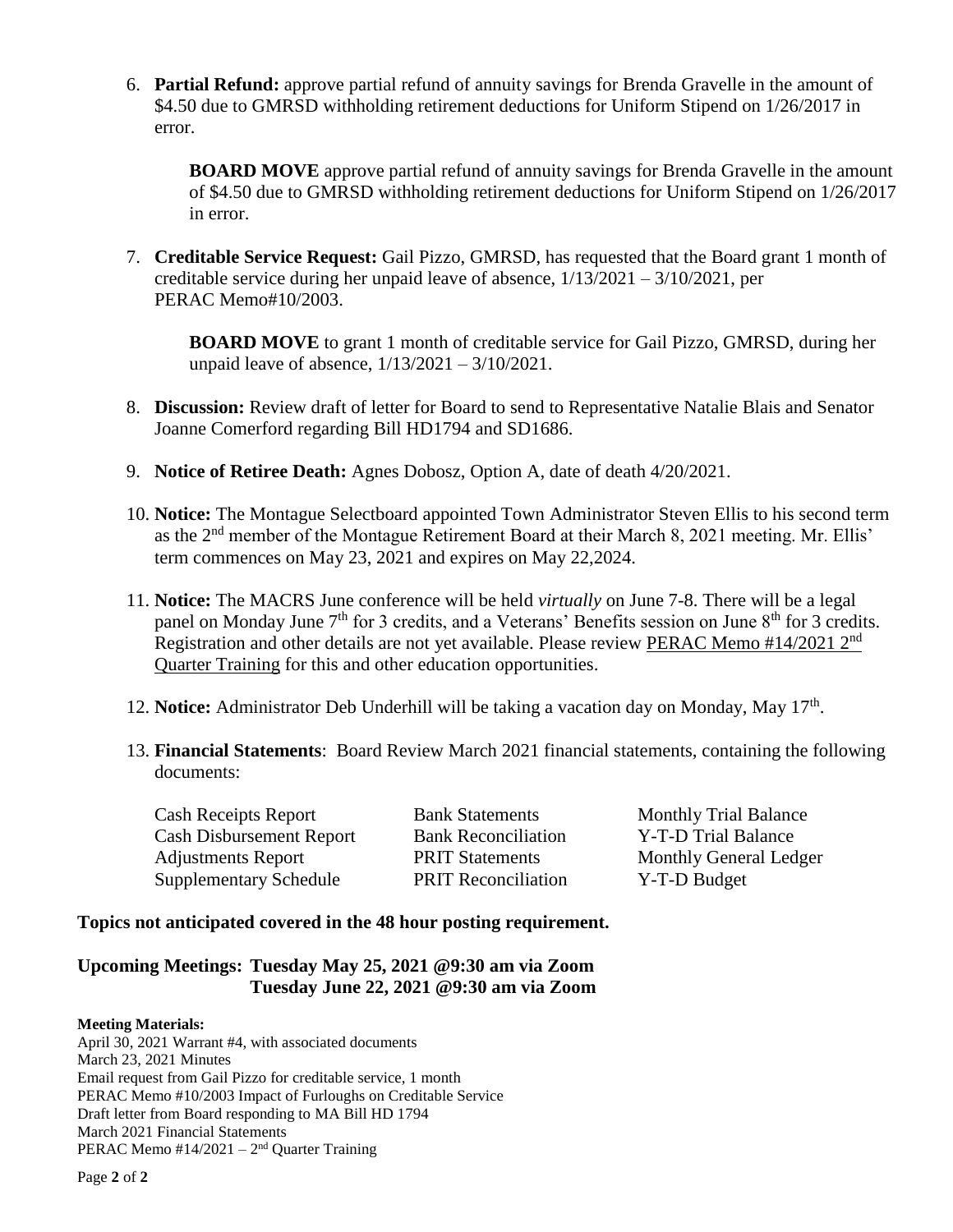6. **Partial Refund:** approve partial refund of annuity savings for Brenda Gravelle in the amount of $4.50 due to GMRSD withholding retirement deductions for Uniform Stipend on 1/26/2017 in error.

   **BOARD MOVE** approve partial refund of annuity savings for Brenda Gravelle in the amount of $4.50 due to GMRSD withholding retirement deductions for Uniform Stipend on 1/26/2017 in error.

7. **Creditable Service Request:** Gail Pizzo, GMRSD, has requested that the Board grant 1 month of creditable service during her unpaid leave of absence, 1/13/2021 – 3/10/2021, per PERAC Memo#10/2003.

   **BOARD MOVE** to grant 1 month of creditable service for Gail Pizzo, GMRSD, during her unpaid leave of absence, 1/13/2021 – 3/10/2021.

8. **Discussion:** Review draft of letter for Board to send to Representative Natalie Blais and Senator Joanne Comerford regarding Bill HD1794 and SD1686.

9. **Notice of Retiree Death:** Agnes Dobosz, Option A, date of death 4/20/2021.

10. **Notice:** The Montague Selectboard appointed Town Administrator Steven Ellis to his second term as the 2nd member of the Montague Retirement Board at their March 8, 2021 meeting. Mr. Ellis' term commences on May 23, 2021 and expires on May 22,2024.

11. **Notice:** The MACRS June conference will be held *virtually* on June 7-8. There will be a legal panel on Monday June 7th for 3 credits, and a Veterans' Benefits session on June 8th for 3 credits. Registration and other details are not yet available. Please review PERAC Memo #14/2021 2nd Quarter Training for this and other education opportunities.

12. **Notice:** Administrator Deb Underhill will be taking a vacation day on Monday, May 17th.

13. **Financial Statements**: Board Review March 2021 financial statements, containing the following documents:

| | | |
|---|---|---|
| Cash Receipts Report | Bank Statements | Monthly Trial Balance |
| Cash Disbursement Report | Bank Reconciliation | Y-T-D Trial Balance |
| Adjustments Report | PRIT Statements | Monthly General Ledger |
| Supplementary Schedule | PRIT Reconciliation | Y-T-D Budget |

**Topics not anticipated covered in the 48 hour posting requirement.**

**Upcoming Meetings: Tuesday May 25, 2021 @9:30 am via Zoom**
**Tuesday June 22, 2021 @9:30 am via Zoom**

**Meeting Materials:**
April 30, 2021 Warrant #4, with associated documents
March 23, 2021 Minutes
Email request from Gail Pizzo for creditable service, 1 month
PERAC Memo #10/2003 Impact of Furloughs on Creditable Service
Draft letter from Board responding to MA Bill HD 1794
March 2021 Financial Statements
PERAC Memo #14/2021 – 2nd Quarter Training